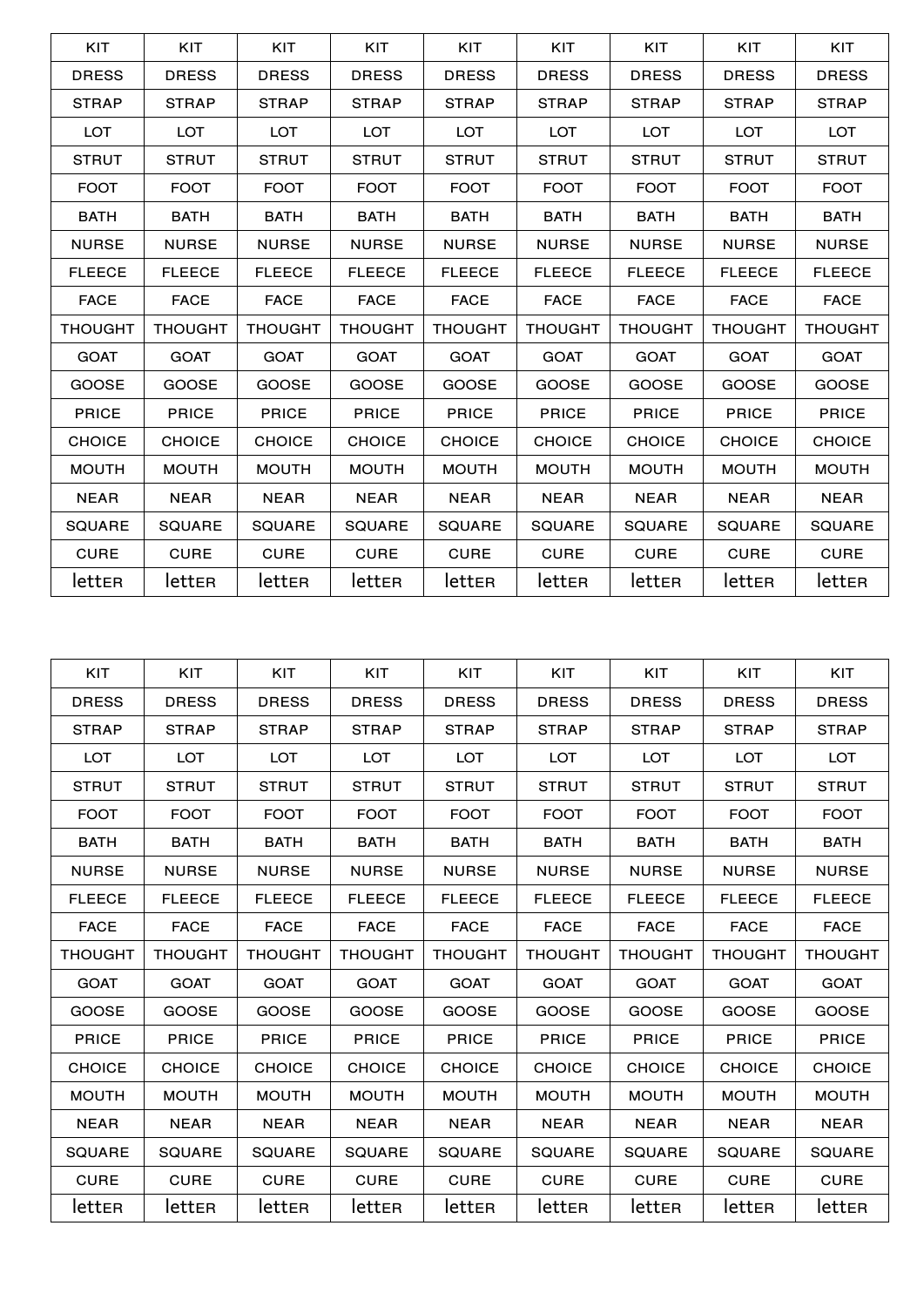| KIT | KIT | KIT | KIT | KIT | KIT | KIT | KIT | KIT |
|---|---|---|---|---|---|---|---|---|
| DRESS | DRESS | DRESS | DRESS | DRESS | DRESS | DRESS | DRESS | DRESS |
| STRAP | STRAP | STRAP | STRAP | STRAP | STRAP | STRAP | STRAP | STRAP |
| LOT | LOT | LOT | LOT | LOT | LOT | LOT | LOT | LOT |
| STRUT | STRUT | STRUT | STRUT | STRUT | STRUT | STRUT | STRUT | STRUT |
| FOOT | FOOT | FOOT | FOOT | FOOT | FOOT | FOOT | FOOT | FOOT |
| BATH | BATH | BATH | BATH | BATH | BATH | BATH | BATH | BATH |
| NURSE | NURSE | NURSE | NURSE | NURSE | NURSE | NURSE | NURSE | NURSE |
| FLEECE | FLEECE | FLEECE | FLEECE | FLEECE | FLEECE | FLEECE | FLEECE | FLEECE |
| FACE | FACE | FACE | FACE | FACE | FACE | FACE | FACE | FACE |
| THOUGHT | THOUGHT | THOUGHT | THOUGHT | THOUGHT | THOUGHT | THOUGHT | THOUGHT | THOUGHT |
| GOAT | GOAT | GOAT | GOAT | GOAT | GOAT | GOAT | GOAT | GOAT |
| GOOSE | GOOSE | GOOSE | GOOSE | GOOSE | GOOSE | GOOSE | GOOSE | GOOSE |
| PRICE | PRICE | PRICE | PRICE | PRICE | PRICE | PRICE | PRICE | PRICE |
| CHOICE | CHOICE | CHOICE | CHOICE | CHOICE | CHOICE | CHOICE | CHOICE | CHOICE |
| MOUTH | MOUTH | MOUTH | MOUTH | MOUTH | MOUTH | MOUTH | MOUTH | MOUTH |
| NEAR | NEAR | NEAR | NEAR | NEAR | NEAR | NEAR | NEAR | NEAR |
| SQUARE | SQUARE | SQUARE | SQUARE | SQUARE | SQUARE | SQUARE | SQUARE | SQUARE |
| CURE | CURE | CURE | CURE | CURE | CURE | CURE | CURE | CURE |
| lettER | lettER | lettER | lettER | lettER | lettER | lettER | lettER | lettER |

| KIT | KIT | KIT | KIT | KIT | KIT | KIT | KIT | KIT |
|---|---|---|---|---|---|---|---|---|
| DRESS | DRESS | DRESS | DRESS | DRESS | DRESS | DRESS | DRESS | DRESS |
| STRAP | STRAP | STRAP | STRAP | STRAP | STRAP | STRAP | STRAP | STRAP |
| LOT | LOT | LOT | LOT | LOT | LOT | LOT | LOT | LOT |
| STRUT | STRUT | STRUT | STRUT | STRUT | STRUT | STRUT | STRUT | STRUT |
| FOOT | FOOT | FOOT | FOOT | FOOT | FOOT | FOOT | FOOT | FOOT |
| BATH | BATH | BATH | BATH | BATH | BATH | BATH | BATH | BATH |
| NURSE | NURSE | NURSE | NURSE | NURSE | NURSE | NURSE | NURSE | NURSE |
| FLEECE | FLEECE | FLEECE | FLEECE | FLEECE | FLEECE | FLEECE | FLEECE | FLEECE |
| FACE | FACE | FACE | FACE | FACE | FACE | FACE | FACE | FACE |
| THOUGHT | THOUGHT | THOUGHT | THOUGHT | THOUGHT | THOUGHT | THOUGHT | THOUGHT | THOUGHT |
| GOAT | GOAT | GOAT | GOAT | GOAT | GOAT | GOAT | GOAT | GOAT |
| GOOSE | GOOSE | GOOSE | GOOSE | GOOSE | GOOSE | GOOSE | GOOSE | GOOSE |
| PRICE | PRICE | PRICE | PRICE | PRICE | PRICE | PRICE | PRICE | PRICE |
| CHOICE | CHOICE | CHOICE | CHOICE | CHOICE | CHOICE | CHOICE | CHOICE | CHOICE |
| MOUTH | MOUTH | MOUTH | MOUTH | MOUTH | MOUTH | MOUTH | MOUTH | MOUTH |
| NEAR | NEAR | NEAR | NEAR | NEAR | NEAR | NEAR | NEAR | NEAR |
| SQUARE | SQUARE | SQUARE | SQUARE | SQUARE | SQUARE | SQUARE | SQUARE | SQUARE |
| CURE | CURE | CURE | CURE | CURE | CURE | CURE | CURE | CURE |
| lettER | lettER | lettER | lettER | lettER | lettER | lettER | lettER | lettER |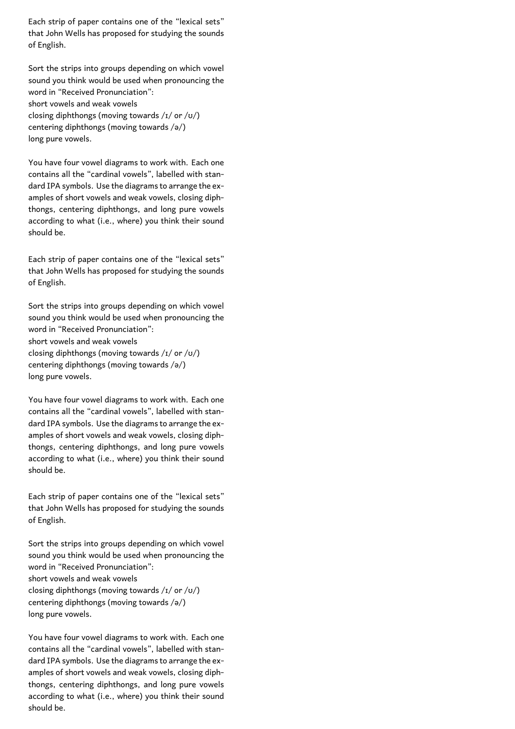Each strip of paper contains one of the “lexical sets” that John Wells has proposed for studying the sounds of English.

Sort the strips into groups depending on which vowel sound you think would be used when pronouncing the word in “Received Pronunciation”:
short vowels and weak vowels
closing diphthongs (moving towards /ɪ/ or /ʊ/)
centering diphthongs (moving towards /ə/)
long pure vowels.

You have four vowel diagrams to work with. Each one contains all the “cardinal vowels”, labelled with standard IPA symbols. Use the diagrams to arrange the examples of short vowels and weak vowels, closing diphthongs, centering diphthongs, and long pure vowels according to what (i.e., where) you think their sound should be.

Each strip of paper contains one of the “lexical sets” that John Wells has proposed for studying the sounds of English.

Sort the strips into groups depending on which vowel sound you think would be used when pronouncing the word in “Received Pronunciation”:
short vowels and weak vowels
closing diphthongs (moving towards /ɪ/ or /ʊ/)
centering diphthongs (moving towards /ə/)
long pure vowels.

You have four vowel diagrams to work with. Each one contains all the “cardinal vowels”, labelled with standard IPA symbols. Use the diagrams to arrange the examples of short vowels and weak vowels, closing diphthongs, centering diphthongs, and long pure vowels according to what (i.e., where) you think their sound should be.

Each strip of paper contains one of the “lexical sets” that John Wells has proposed for studying the sounds of English.

Sort the strips into groups depending on which vowel sound you think would be used when pronouncing the word in “Received Pronunciation”:
short vowels and weak vowels
closing diphthongs (moving towards /ɪ/ or /ʊ/)
centering diphthongs (moving towards /ə/)
long pure vowels.

You have four vowel diagrams to work with. Each one contains all the “cardinal vowels”, labelled with standard IPA symbols. Use the diagrams to arrange the examples of short vowels and weak vowels, closing diphthongs, centering diphthongs, and long pure vowels according to what (i.e., where) you think their sound should be.